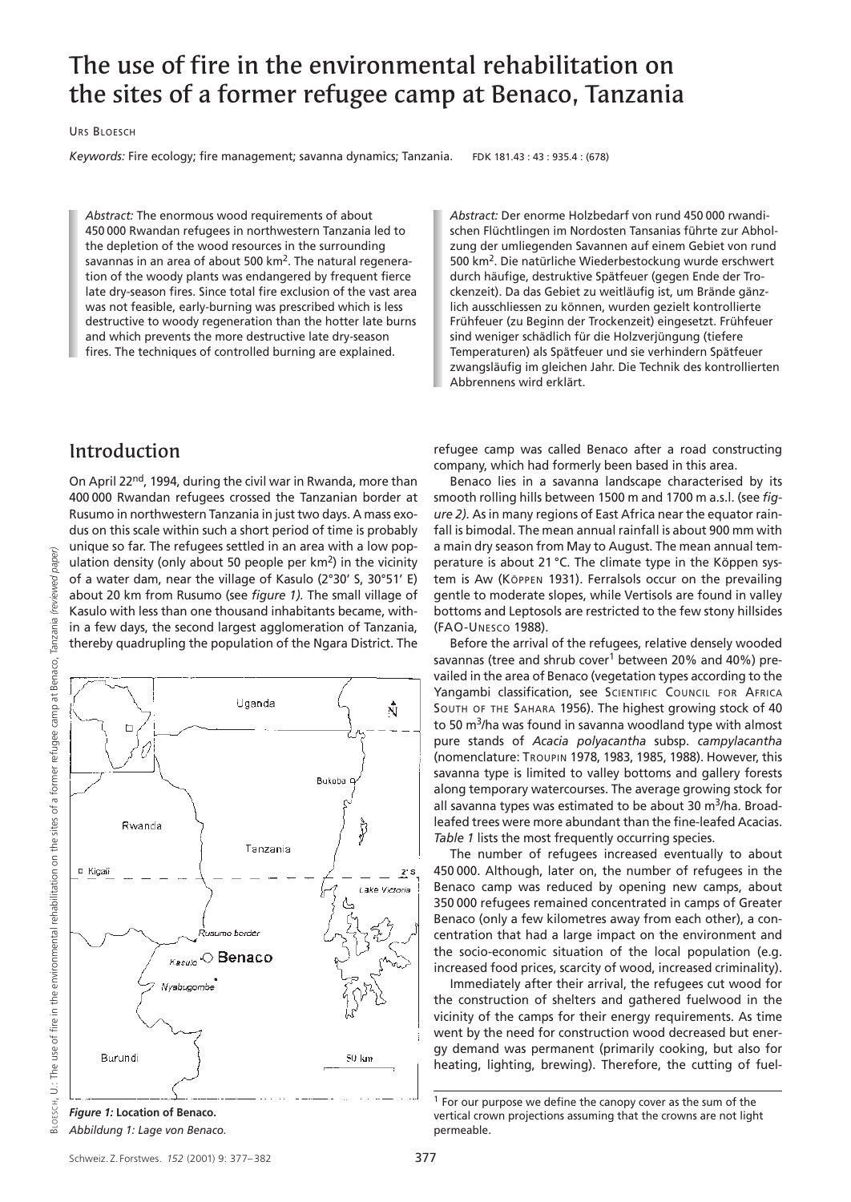# The use of fire in the environmental rehabilitation on the sites of a former refugee camp at Benaco, Tanzania

URS BLOESCH

*Keywords:* Fire ecology; fire management; savanna dynamics; Tanzania. FDK 181.43 : 43 : 935.4 : (678)

*Abstract:* The enormous wood requirements of about 450 000 Rwandan refugees in northwestern Tanzania led to the depletion of the wood resources in the surrounding savannas in an area of about 500 km². The natural regeneration of the woody plants was endangered by frequent fierce late dry-season fires. Since total fire exclusion of the vast area was not feasible, early-burning was prescribed which is less destructive to woody regeneration than the hotter late burns and which prevents the more destructive late dry-season fires. The techniques of controlled burning are explained.

*Abstract:* Der enorme Holzbedarf von rund 450 000 rwandischen Flüchtlingen im Nordosten Tansanias führte zur Abholzung der umliegenden Savannen auf einem Gebiet von rund 500 km². Die natürliche Wiederbestockung wurde erschwert durch häufige, destruktive Spätfeuer (gegen Ende der Trockenzeit). Da das Gebiet zu weitläufig ist, um Brände gänzlich ausschliessen zu können, wurden gezielt kontrollierte Frühfeuer (zu Beginn der Trockenzeit) eingesetzt. Frühfeuer sind weniger schädlich für die Holzverjüngung (tiefere Temperaturen) als Spätfeuer und sie verhindern Spätfeuer zwangsläufig im gleichen Jahr. Die Technik des kontrollierten Abbrennens wird erklärt.

## Introduction

On April 22nd, 1994, during the civil war in Rwanda, more than 400 000 Rwandan refugees crossed the Tanzanian border at Rusumo in northwestern Tanzania in just two days. A mass exodus on this scale within such a short period of time is probably unique so far. The refugees settled in an area with a low population density (only about 50 people per km²) in the vicinity of a water dam, near the village of Kasulo (2°30' S, 30°51' E) about 20 km from Rusumo (see *figure 1).* The small village of Kasulo with less than one thousand inhabitants became, within a few days, the second largest agglomeration of Tanzania, thereby quadrupling the population of the Ngara District. The refugee camp was called Benaco after a road constructing company, which had formerly been based in this area.

***Figure 1:*** **Location of Benaco.**
*Abbildung 1: Lage von Benaco.*

Benaco lies in a savanna landscape characterised by its smooth rolling hills between 1500 m and 1700 m a.s.l. (see *figure 2).* As in many regions of East Africa near the equator rainfall is bimodal. The mean annual rainfall is about 900 mm with a main dry season from May to August. The mean annual temperature is about 21 °C. The climate type in the Köppen system is Aw (KÖPPEN 1931). Ferralsols occur on the prevailing gentle to moderate slopes, while Vertisols are found in valley bottoms and Leptosols are restricted to the few stony hillsides (FAO-UNESCO 1988).

Before the arrival of the refugees, relative densely wooded savannas (tree and shrub cover[1] between 20% and 40%) prevailed in the area of Benaco (vegetation types according to the Yangambi classification, see SCIENTIFIC COUNCIL FOR AFRICA SOUTH OF THE SAHARA 1956). The highest growing stock of 40 to 50 m³/ha was found in savanna woodland type with almost pure stands of *Acacia polyacantha* subsp. *campylacantha* (nomenclature: TROUPIN 1978, 1983, 1985, 1988). However, this savanna type is limited to valley bottoms and gallery forests along temporary watercourses. The average growing stock for all savanna types was estimated to be about 30 m³/ha. Broadleafed trees were more abundant than the fine-leafed Acacias. *Table 1* lists the most frequently occurring species.

The number of refugees increased eventually to about 450 000. Although, later on, the number of refugees in the Benaco camp was reduced by opening new camps, about 350 000 refugees remained concentrated in camps of Greater Benaco (only a few kilometres away from each other), a concentration that had a large impact on the environment and the socio-economic situation of the local population (e.g. increased food prices, scarcity of wood, increased criminality).

Immediately after their arrival, the refugees cut wood for the construction of shelters and gathered fuelwood in the vicinity of the camps for their energy requirements. As time went by the need for construction wood decreased but energy demand was permanent (primarily cooking, but also for heating, lighting, brewing). Therefore, the cutting of fuel-

[1] For our purpose we define the canopy cover as the sum of the vertical crown projections assuming that the crowns are not light permeable.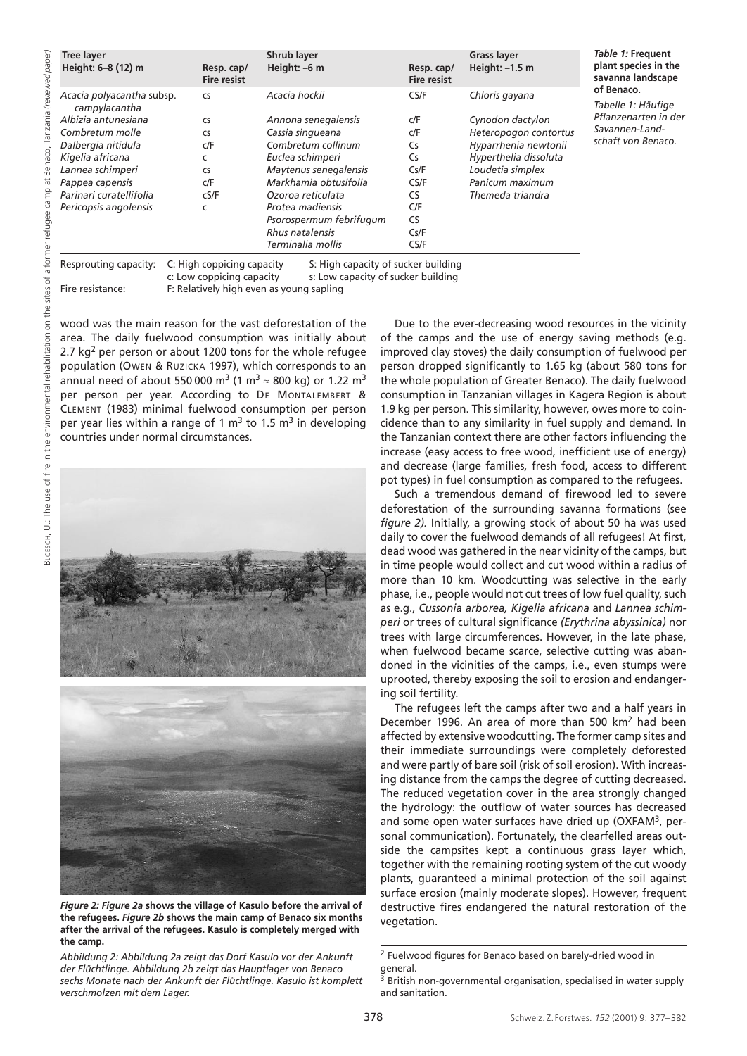*Table 1:* **Frequent plant species in the savanna landscape of Benaco.**

*Tabelle 1: Häufige Pflanzenarten in der Savannen-Landschaft von Benaco.*

| Tree layer Height: 6–8 (12) m | Resp. cap/ Fire resist | Shrub layer Height: –6 m | Resp. cap/ Fire resist | Grass layer Height: –1.5 m |
|---|---|---|---|---|
| *Acacia polyacantha* subsp. *campylacantha* | cs | *Acacia hockii* | CS/F | *Chloris gayana* |
| *Albizia antunesiana* | cs | *Annona senegalensis* | c/F | *Cynodon dactylon* |
| *Combretum molle* | cs | *Cassia singueana* | c/F | *Heteropogon contortus* |
| *Dalbergia nitidula* | c/F | *Combretum collinum* | Cs | *Hyparrhenia newtonii* |
| *Kigelia africana* | c | *Euclea schimperi* | Cs | *Hyperthelia dissoluta* |
| *Lannea schimperi* | cs | *Maytenus senegalensis* | Cs/F | *Loudetia simplex* |
| *Pappea capensis* | c/F | *Markhamia obtusifolia* | CS/F | *Panicum maximum* |
| *Parinari curatellifolia* | cS/F | *Ozoroa reticulata* | CS | *Themeda triandra* |
| *Pericopsis angolensis* | c | *Protea madiensis* | C/F | |
| | | *Psorospermum febrifugum* | CS | |
| | | *Rhus natalensis* | Cs/F | |
| | | *Terminalia mollis* | CS/F | |

Resprouting capacity: C: High coppicing capacity; c: Low coppicing capacity; S: High capacity of sucker building; s: Low capacity of sucker building

Fire resistance: F: Relatively high even as young sapling

wood was the main reason for the vast deforestation of the area. The daily fuelwood consumption was initially about 2.7 kg[2] per person or about 1200 tons for the whole refugee population (OWEN & RUZICKA 1997), which corresponds to an annual need of about 550 000 $m^3$ (1 $m^3$ ≈ 800 kg) or 1.22 $m^3$ per person per year. According to DE MONTALEMBERT & CLEMENT (1983) minimal fuelwood consumption per person per year lies within a range of 1 $m^3$ to 1.5 $m^3$ in developing countries under normal circumstances.

***Figure 2: Figure 2a*** **shows the village of Kasulo before the arrival of the refugees.** ***Figure 2b*** **shows the main camp of Benaco six months after the arrival of the refugees. Kasulo is completely merged with the camp.**

*Abbildung 2: Abbildung 2a zeigt das Dorf Kasulo vor der Ankunft der Flüchtlinge. Abbildung 2b zeigt das Hauptlager von Benaco sechs Monate nach der Ankunft der Flüchtlinge. Kasulo ist komplett verschmolzen mit dem Lager.*

Due to the ever-decreasing wood resources in the vicinity of the camps and the use of energy saving methods (e.g. improved clay stoves) the daily consumption of fuelwood per person dropped significantly to 1.65 kg (about 580 tons for the whole population of Greater Benaco). The daily fuelwood consumption in Tanzanian villages in Kagera Region is about 1.9 kg per person. This similarity, however, owes more to coincidence than to any similarity in fuel supply and demand. In the Tanzanian context there are other factors influencing the increase (easy access to free wood, inefficient use of energy) and decrease (large families, fresh food, access to different pot types) in fuel consumption as compared to the refugees.

Such a tremendous demand of firewood led to severe deforestation of the surrounding savanna formations (see *figure 2).* Initially, a growing stock of about 50 ha was used daily to cover the fuelwood demands of all refugees! At first, dead wood was gathered in the near vicinity of the camps, but in time people would collect and cut wood within a radius of more than 10 km. Woodcutting was selective in the early phase, i.e., people would not cut trees of low fuel quality, such as e.g., *Cussonia arborea, Kigelia africana* and *Lannea schimperi* or trees of cultural significance *(Erythrina abyssinica)* nor trees with large circumferences. However, in the late phase, when fuelwood became scarce, selective cutting was abandoned in the vicinities of the camps, i.e., even stumps were uprooted, thereby exposing the soil to erosion and endangering soil fertility.

The refugees left the camps after two and a half years in December 1996. An area of more than 500 $km^2$ had been affected by extensive woodcutting. The former camp sites and their immediate surroundings were completely deforested and were partly of bare soil (risk of soil erosion). With increasing distance from the camps the degree of cutting decreased. The reduced vegetation cover in the area strongly changed the hydrology: the outflow of water sources has decreased and some open water surfaces have dried up (OXFAM[3], personal communication). Fortunately, the clearfelled areas outside the campsites kept a continuous grass layer which, together with the remaining rooting system of the cut woody plants, guaranteed a minimal protection of the soil against surface erosion (mainly moderate slopes). However, frequent destructive fires endangered the natural restoration of the vegetation.

---

[2] Fuelwood figures for Benaco based on barely-dried wood in general.

[3] British non-governmental organisation, specialised in water supply and sanitation.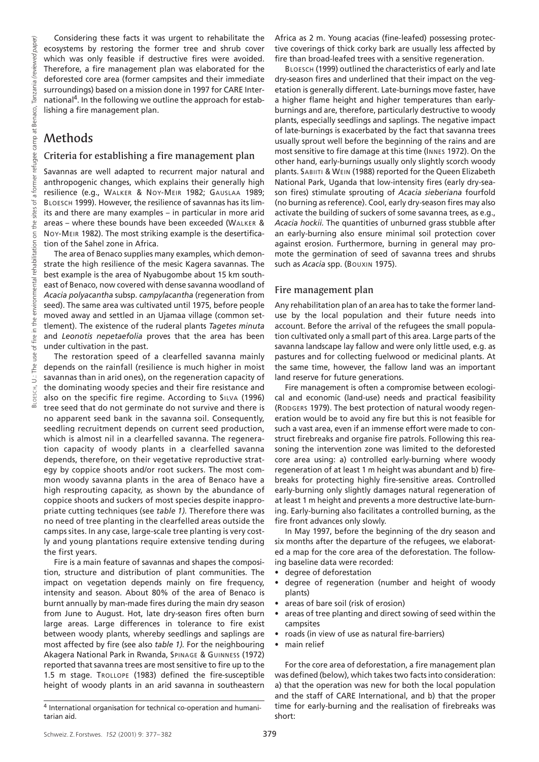Considering these facts it was urgent to rehabilitate the ecosystems by restoring the former tree and shrub cover which was only feasible if destructive fires were avoided. Therefore, a fire management plan was elaborated for the deforested core area (former campsites and their immediate surroundings) based on a mission done in 1997 for CARE International[4]. In the following we outline the approach for establishing a fire management plan.

## Methods

### Criteria for establishing a fire management plan

Savannas are well adapted to recurrent major natural and anthropogenic changes, which explains their generally high resilience (e.g., Walker & Noy-Meir 1982; Gauslaa 1989; Bloesch 1999). However, the resilience of savannas has its limits and there are many examples – in particular in more arid areas – where these bounds have been exceeded (Walker & Noy-Meir 1982). The most striking example is the desertification of the Sahel zone in Africa.

The area of Benaco supplies many examples, which demonstrate the high resilience of the mesic Kagera savannas. The best example is the area of Nyabugombe about 15 km southeast of Benaco, now covered with dense savanna woodland of *Acacia polyacantha* subsp. *campylacantha* (regeneration from seed). The same area was cultivated until 1975, before people moved away and settled in an Ujamaa village (common settlement). The existence of the ruderal plants *Tagetes minuta* and *Leonotis nepetaefolia* proves that the area has been under cultivation in the past.

The restoration speed of a clearfelled savanna mainly depends on the rainfall (resilience is much higher in moist savannas than in arid ones), on the regeneration capacity of the dominating woody species and their fire resistance and also on the specific fire regime. According to Silva (1996) tree seed that do not germinate do not survive and there is no apparent seed bank in the savanna soil. Consequently, seedling recruitment depends on current seed production, which is almost nil in a clearfelled savanna. The regeneration capacity of woody plants in a clearfelled savanna depends, therefore, on their vegetative reproductive strategy by coppice shoots and/or root suckers. The most common woody savanna plants in the area of Benaco have a high resprouting capacity, as shown by the abundance of coppice shoots and suckers of most species despite inappropriate cutting techniques (see *table 1).* Therefore there was no need of tree planting in the clearfelled areas outside the camps sites. In any case, large-scale tree planting is very costly and young plantations require extensive tending during the first years.

Fire is a main feature of savannas and shapes the composition, structure and distribution of plant communities. The impact on vegetation depends mainly on fire frequency, intensity and season. About 80% of the area of Benaco is burnt annually by man-made fires during the main dry season from June to August. Hot, late dry-season fires often burn large areas. Large differences in tolerance to fire exist between woody plants, whereby seedlings and saplings are most affected by fire (see also *table 1).* For the neighbouring Akagera National Park in Rwanda, Spinage & Guinness (1972) reported that savanna trees are most sensitive to fire up to the 1.5 m stage. Trollope (1983) defined the fire-susceptible height of woody plants in an arid savanna in southeastern Africa as 2 m. Young acacias (fine-leafed) possessing protective coverings of thick corky bark are usually less affected by fire than broad-leafed trees with a sensitive regeneration.

Bloesch (1999) outlined the characteristics of early and late dry-season fires and underlined that their impact on the vegetation is generally different. Late-burnings move faster, have a higher flame height and higher temperatures than early-burnings and are, therefore, particularly destructive to woody plants, especially seedlings and saplings. The negative impact of late-burnings is exacerbated by the fact that savanna trees usually sprout well before the beginning of the rains and are most sensitive to fire damage at this time (Innes 1972). On the other hand, early-burnings usually only slightly scorch woody plants. Sabiiti & Wein (1988) reported for the Queen Elizabeth National Park, Uganda that low-intensity fires (early dry-season fires) stimulate sprouting of *Acacia sieberiana* fourfold (no burning as reference). Cool, early dry-season fires may also activate the building of suckers of some savanna trees, as e.g., *Acacia hockii.* The quantities of unburned grass stubble after an early-burning also ensure minimal soil protection cover against erosion. Furthermore, burning in general may promote the germination of seed of savanna trees and shrubs such as *Acacia* spp. (Bouxin 1975).

### Fire management plan

Any rehabilitation plan of an area has to take the former land-use by the local population and their future needs into account. Before the arrival of the refugees the small population cultivated only a small part of this area. Large parts of the savanna landscape lay fallow and were only little used, e.g. as pastures and for collecting fuelwood or medicinal plants. At the same time, however, the fallow land was an important land reserve for future generations.

Fire management is often a compromise between ecological and economic (land-use) needs and practical feasibility (Rodgers 1979). The best protection of natural woody regeneration would be to avoid any fire but this is not feasible for such a vast area, even if an immense effort were made to construct firebreaks and organise fire patrols. Following this reasoning the intervention zone was limited to the deforested core area using: a) controlled early-burning where woody regeneration of at least 1 m height was abundant and b) firebreaks for protecting highly fire-sensitive areas. Controlled early-burning only slightly damages natural regeneration of at least 1 m height and prevents a more destructive late-burning. Early-burning also facilitates a controlled burning, as the fire front advances only slowly.

In May 1997, before the beginning of the dry season and six months after the departure of the refugees, we elaborated a map for the core area of the deforestation. The following baseline data were recorded:

- degree of deforestation
- degree of regeneration (number and height of woody plants)
- areas of bare soil (risk of erosion)
- areas of tree planting and direct sowing of seed within the campsites
- roads (in view of use as natural fire-barriers)
- main relief

For the core area of deforestation, a fire management plan was defined (below), which takes two facts into consideration: a) that the operation was new for both the local population and the staff of CARE International, and b) that the proper time for early-burning and the realisation of firebreaks was short:

[4] International organisation for technical co-operation and humanitarian aid.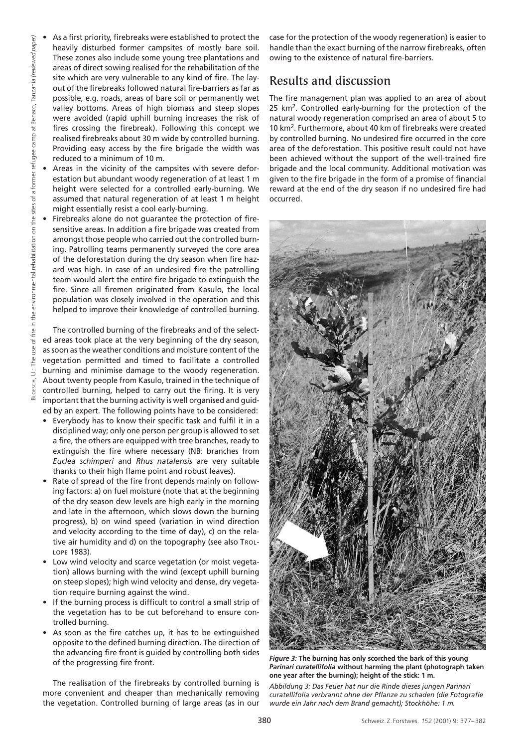- As a first priority, firebreaks were established to protect the heavily disturbed former campsites of mostly bare soil. These zones also include some young tree plantations and areas of direct sowing realised for the rehabilitation of the site which are very vulnerable to any kind of fire. The layout of the firebreaks followed natural fire-barriers as far as possible, e.g. roads, areas of bare soil or permanently wet valley bottoms. Areas of high biomass and steep slopes were avoided (rapid uphill burning increases the risk of fires crossing the firebreak). Following this concept we realised firebreaks about 30 m wide by controlled burning. Providing easy access by the fire brigade the width was reduced to a minimum of 10 m.
- Areas in the vicinity of the campsites with severe deforestation but abundant woody regeneration of at least 1 m height were selected for a controlled early-burning. We assumed that natural regeneration of at least 1 m height might essentially resist a cool early-burning.
- Firebreaks alone do not guarantee the protection of fire-sensitive areas. In addition a fire brigade was created from amongst those people who carried out the controlled burning. Patrolling teams permanently surveyed the core area of the deforestation during the dry season when fire hazard was high. In case of an undesired fire the patrolling team would alert the entire fire brigade to extinguish the fire. Since all firemen originated from Kasulo, the local population was closely involved in the operation and this helped to improve their knowledge of controlled burning.

The controlled burning of the firebreaks and of the selected areas took place at the very beginning of the dry season, as soon as the weather conditions and moisture content of the vegetation permitted and timed to facilitate a controlled burning and minimise damage to the woody regeneration. About twenty people from Kasulo, trained in the technique of controlled burning, helped to carry out the firing. It is very important that the burning activity is well organised and guided by an expert. The following points have to be considered:

- Everybody has to know their specific task and fulfil it in a disciplined way; only one person per group is allowed to set a fire, the others are equipped with tree branches, ready to extinguish the fire where necessary (NB: branches from *Euclea schimperi* and *Rhus natalensis* are very suitable thanks to their high flame point and robust leaves).
- Rate of spread of the fire front depends mainly on following factors: a) on fuel moisture (note that at the beginning of the dry season dew levels are high early in the morning and late in the afternoon, which slows down the burning progress), b) on wind speed (variation in wind direction and velocity according to the time of day), c) on the relative air humidity and d) on the topography (see also TROLLOPE 1983).
- Low wind velocity and scarce vegetation (or moist vegetation) allows burning with the wind (except uphill burning on steep slopes); high wind velocity and dense, dry vegetation require burning against the wind.
- If the burning process is difficult to control a small strip of the vegetation has to be cut beforehand to ensure controlled burning.
- As soon as the fire catches up, it has to be extinguished opposite to the defined burning direction. The direction of the advancing fire front is guided by controlling both sides of the progressing fire front.

The realisation of the firebreaks by controlled burning is more convenient and cheaper than mechanically removing the vegetation. Controlled burning of large areas (as in our case for the protection of the woody regeneration) is easier to handle than the exact burning of the narrow firebreaks, often owing to the existence of natural fire-barriers.

## Results and discussion

The fire management plan was applied to an area of about 25 km$^2$. Controlled early-burning for the protection of the natural woody regeneration comprised an area of about 5 to 10 km$^2$. Furthermore, about 40 km of firebreaks were created by controlled burning. No undesired fire occurred in the core area of the deforestation. This positive result could not have been achieved without the support of the well-trained fire brigade and the local community. Additional motivation was given to the fire brigade in the form of a promise of financial reward at the end of the dry season if no undesired fire had occurred.

***Figure 3:*** **The burning has only scorched the bark of this young *Parinari curatellifolia* without harming the plant (photograph taken one year after the burning); height of the stick: 1 m.**

*Abbildung 3: Das Feuer hat nur die Rinde dieses jungen Parinari curatellifolia verbrannt ohne der Pflanze zu schaden (die Fotografie wurde ein Jahr nach dem Brand gemacht); Stockhöhe: 1 m.*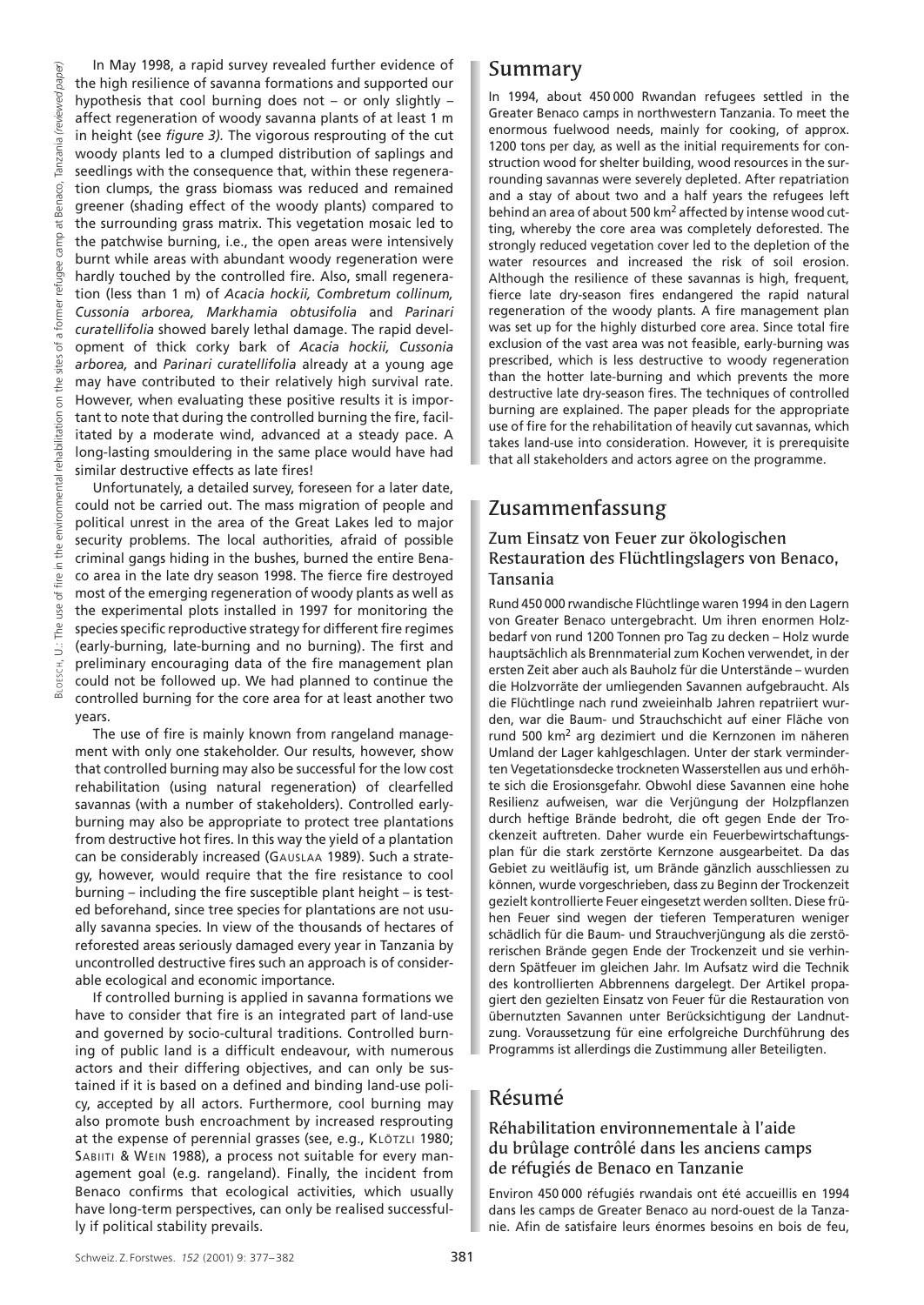In May 1998, a rapid survey revealed further evidence of the high resilience of savanna formations and supported our hypothesis that cool burning does not – or only slightly – affect regeneration of woody savanna plants of at least 1 m in height (see *figure 3).* The vigorous resprouting of the cut woody plants led to a clumped distribution of saplings and seedlings with the consequence that, within these regeneration clumps, the grass biomass was reduced and remained greener (shading effect of the woody plants) compared to the surrounding grass matrix. This vegetation mosaic led to the patchwise burning, i.e., the open areas were intensively burnt while areas with abundant woody regeneration were hardly touched by the controlled fire. Also, small regeneration (less than 1 m) of *Acacia hockii, Combretum collinum, Cussonia arborea, Markhamia obtusifolia* and *Parinari curatellifolia* showed barely lethal damage. The rapid development of thick corky bark of *Acacia hockii, Cussonia arborea,* and *Parinari curatellifolia* already at a young age may have contributed to their relatively high survival rate. However, when evaluating these positive results it is important to note that during the controlled burning the fire, facilitated by a moderate wind, advanced at a steady pace. A long-lasting smouldering in the same place would have had similar destructive effects as late fires!

Unfortunately, a detailed survey, foreseen for a later date, could not be carried out. The mass migration of people and political unrest in the area of the Great Lakes led to major security problems. The local authorities, afraid of possible criminal gangs hiding in the bushes, burned the entire Benaco area in the late dry season 1998. The fierce fire destroyed most of the emerging regeneration of woody plants as well as the experimental plots installed in 1997 for monitoring the species specific reproductive strategy for different fire regimes (early-burning, late-burning and no burning). The first and preliminary encouraging data of the fire management plan could not be followed up. We had planned to continue the controlled burning for the core area for at least another two years.

The use of fire is mainly known from rangeland management with only one stakeholder. Our results, however, show that controlled burning may also be successful for the low cost rehabilitation (using natural regeneration) of clearfelled savannas (with a number of stakeholders). Controlled early-burning may also be appropriate to protect tree plantations from destructive hot fires. In this way the yield of a plantation can be considerably increased (GAUSLAA 1989). Such a strategy, however, would require that the fire resistance to cool burning – including the fire susceptible plant height – is tested beforehand, since tree species for plantations are not usually savanna species. In view of the thousands of hectares of reforested areas seriously damaged every year in Tanzania by uncontrolled destructive fires such an approach is of considerable ecological and economic importance.

If controlled burning is applied in savanna formations we have to consider that fire is an integrated part of land-use and governed by socio-cultural traditions. Controlled burning of public land is a difficult endeavour, with numerous actors and their differing objectives, and can only be sustained if it is based on a defined and binding land-use policy, accepted by all actors. Furthermore, cool burning may also promote bush encroachment by increased resprouting at the expense of perennial grasses (see, e.g., KLÖTZLI 1980; SABIITI & WEIN 1988), a process not suitable for every management goal (e.g. rangeland). Finally, the incident from Benaco confirms that ecological activities, which usually have long-term perspectives, can only be realised successfully if political stability prevails.

## Summary

In 1994, about 450 000 Rwandan refugees settled in the Greater Benaco camps in northwestern Tanzania. To meet the enormous fuelwood needs, mainly for cooking, of approx. 1200 tons per day, as well as the initial requirements for construction wood for shelter building, wood resources in the surrounding savannas were severely depleted. After repatriation and a stay of about two and a half years the refugees left behind an area of about 500 km² affected by intense wood cutting, whereby the core area was completely deforested. The strongly reduced vegetation cover led to the depletion of the water resources and increased the risk of soil erosion. Although the resilience of these savannas is high, frequent, fierce late dry-season fires endangered the rapid natural regeneration of the woody plants. A fire management plan was set up for the highly disturbed core area. Since total fire exclusion of the vast area was not feasible, early-burning was prescribed, which is less destructive to woody regeneration than the hotter late-burning and which prevents the more destructive late dry-season fires. The techniques of controlled burning are explained. The paper pleads for the appropriate use of fire for the rehabilitation of heavily cut savannas, which takes land-use into consideration. However, it is prerequisite that all stakeholders and actors agree on the programme.

## Zusammenfassung

### Zum Einsatz von Feuer zur ökologischen Restauration des Flüchtlingslagers von Benaco, Tansania

Rund 450 000 rwandische Flüchtlinge waren 1994 in den Lagern von Greater Benaco untergebracht. Um ihren enormen Holzbedarf von rund 1200 Tonnen pro Tag zu decken – Holz wurde hauptsächlich als Brennmaterial zum Kochen verwendet, in der ersten Zeit aber auch als Bauholz für die Unterstände – wurden die Holzvorräte der umliegenden Savannen aufgebraucht. Als die Flüchtlinge nach rund zweieinhalb Jahren repatriiert wurden, war die Baum- und Strauchschicht auf einer Fläche von rund 500 km² arg dezimiert und die Kernzonen im näheren Umland der Lager kahlgeschlagen. Unter der stark verminderten Vegetationsdecke trockneten Wasserstellen aus und erhöhte sich die Erosionsgefahr. Obwohl diese Savannen eine hohe Resilienz aufweisen, war die Verjüngung der Holzpflanzen durch heftige Brände bedroht, die oft gegen Ende der Trockenzeit auftreten. Daher wurde ein Feuerbewirtschaftungsplan für die stark zerstörte Kernzone ausgearbeitet. Da das Gebiet zu weitläufig ist, um Brände gänzlich ausschliessen zu können, wurde vorgeschrieben, dass zu Beginn der Trockenzeit gezielt kontrollierte Feuer eingesetzt werden sollten. Diese frühen Feuer sind wegen der tieferen Temperaturen weniger schädlich für die Baum- und Strauchverjüngung als die zerstörerischen Brände gegen Ende der Trockenzeit und sie verhindern Spätfeuer im gleichen Jahr. Im Aufsatz wird die Technik des kontrollierten Abbrennens dargelegt. Der Artikel propagiert den gezielten Einsatz von Feuer für die Restauration von übernutzten Savannen unter Berücksichtigung der Landnutzung. Voraussetzung für eine erfolgreiche Durchführung des Programms ist allerdings die Zustimmung aller Beteiligten.

## Résumé

### Réhabilitation environnementale à l'aide du brûlage contrôlé dans les anciens camps de réfugiés de Benaco en Tanzanie

Environ 450 000 réfugiés rwandais ont été accueillis en 1994 dans les camps de Greater Benaco au nord-ouest de la Tanzanie. Afin de satisfaire leurs énormes besoins en bois de feu,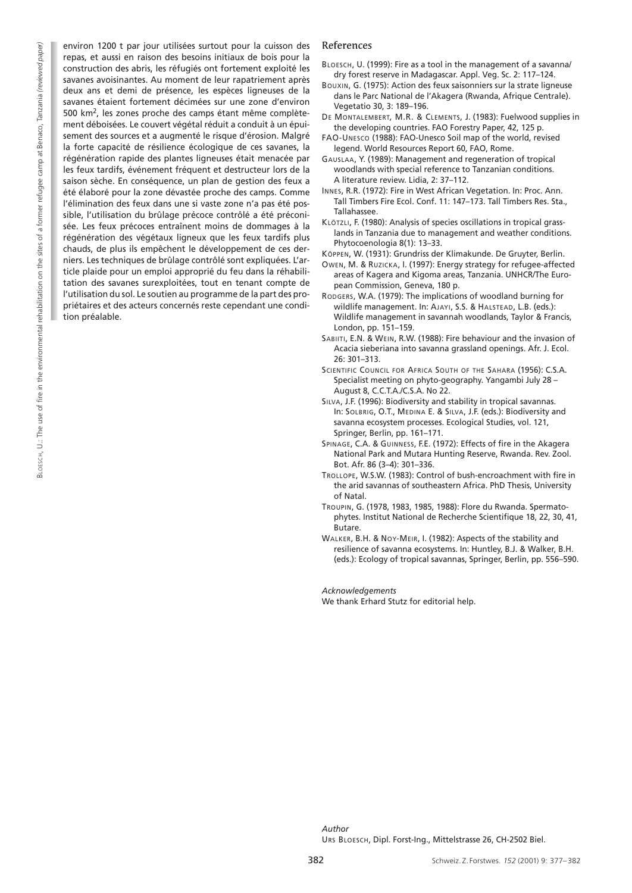environ 1200 t par jour utilisées surtout pour la cuisson des repas, et aussi en raison des besoins initiaux de bois pour la construction des abris, les réfugiés ont fortement exploité les savanes avoisinantes. Au moment de leur rapatriement après deux ans et demi de présence, les espèces ligneuses de la savanes étaient fortement décimées sur une zone d'environ 500 km$^2$, les zones proche des camps étant même complètement déboisées. Le couvert végétal réduit a conduit à un épuisement des sources et a augmenté le risque d'érosion. Malgré la forte capacité de résilience écologique de ces savanes, la régénération rapide des plantes ligneuses était menacée par les feux tardifs, événement fréquent et destructeur lors de la saison sèche. En conséquence, un plan de gestion des feux a été élaboré pour la zone dévastée proche des camps. Comme l'élimination des feux dans une si vaste zone n'a pas été possible, l'utilisation du brûlage précoce contrôlé a été préconisée. Les feux précoces entraînent moins de dommages à la régénération des végétaux ligneux que les feux tardifs plus chauds, de plus ils empêchent le développement de ces derniers. Les techniques de brûlage contrôlé sont expliquées. L'article plaide pour un emploi approprié du feu dans la réhabilitation des savanes surexploitées, tout en tenant compte de l'utilisation du sol. Le soutien au programme de la part des propriétaires et des acteurs concernés reste cependant une condition préalable.

## References

BLOESCH, U. (1999): Fire as a tool in the management of a savanna/dry forest reserve in Madagascar. Appl. Veg. Sc. 2: 117–124.

BOUXIN, G. (1975): Action des feux saisonniers sur la strate ligneuse dans le Parc National de l'Akagera (Rwanda, Afrique Centrale). Vegetatio 30, 3: 189–196.

DE MONTALEMBERT, M.R. & CLEMENTS, J. (1983): Fuelwood supplies in the developing countries. FAO Forestry Paper, 42, 125 p.

FAO-UNESCO (1988): FAO-Unesco Soil map of the world, revised legend. World Resources Report 60, FAO, Rome.

GAUSLAA, Y. (1989): Management and regeneration of tropical woodlands with special reference to Tanzanian conditions. A literature review. Lidia, 2: 37–112.

INNES, R.R. (1972): Fire in West African Vegetation. In: Proc. Ann. Tall Timbers Fire Ecol. Conf. 11: 147–173. Tall Timbers Res. Sta., Tallahassee.

KLÖTZLI, F. (1980): Analysis of species oscillations in tropical grasslands in Tanzania due to management and weather conditions. Phytocoenologia 8(1): 13–33.

KÖPPEN, W. (1931): Grundriss der Klimakunde. De Gruyter, Berlin.

OWEN, M. & RUZICKA, I. (1997): Energy strategy for refugee-affected areas of Kagera and Kigoma areas, Tanzania. UNHCR/The European Commission, Geneva, 180 p.

RODGERS, W.A. (1979): The implications of woodland burning for wildlife management. In: AJAYI, S.S. & HALSTEAD, L.B. (eds.): Wildlife management in savannah woodlands, Taylor & Francis, London, pp. 151–159.

SABIITI, E.N. & WEIN, R.W. (1988): Fire behaviour and the invasion of Acacia sieberiana into savanna grassland openings. Afr. J. Ecol. 26: 301–313.

SCIENTIFIC COUNCIL FOR AFRICA SOUTH OF THE SAHARA (1956): C.S.A. Specialist meeting on phyto-geography. Yangambi July 28 – August 8, C.C.T.A./C.S.A. No 22.

SILVA, J.F. (1996): Biodiversity and stability in tropical savannas. In: SOLBRIG, O.T., MEDINA E. & SILVA, J.F. (eds.): Biodiversity and savanna ecosystem processes. Ecological Studies, vol. 121, Springer, Berlin, pp. 161–171.

SPINAGE, C.A. & GUINNESS, F.E. (1972): Effects of fire in the Akagera National Park and Mutara Hunting Reserve, Rwanda. Rev. Zool. Bot. Afr. 86 (3–4): 301–336.

TROLLOPE, W.S.W. (1983): Control of bush-encroachment with fire in the arid savannas of southeastern Africa. PhD Thesis, University of Natal.

TROUPIN, G. (1978, 1983, 1985, 1988): Flore du Rwanda. Spermatophytes. Institut National de Recherche Scientifique 18, 22, 30, 41, Butare.

WALKER, B.H. & NOY-MEIR, I. (1982): Aspects of the stability and resilience of savanna ecosystems. In: Huntley, B.J. & Walker, B.H. (eds.): Ecology of tropical savannas, Springer, Berlin, pp. 556–590.

*Acknowledgements*

We thank Erhard Stutz for editorial help.

*Author*

URS BLOESCH, Dipl. Forst-Ing., Mittelstrasse 26, CH-2502 Biel.